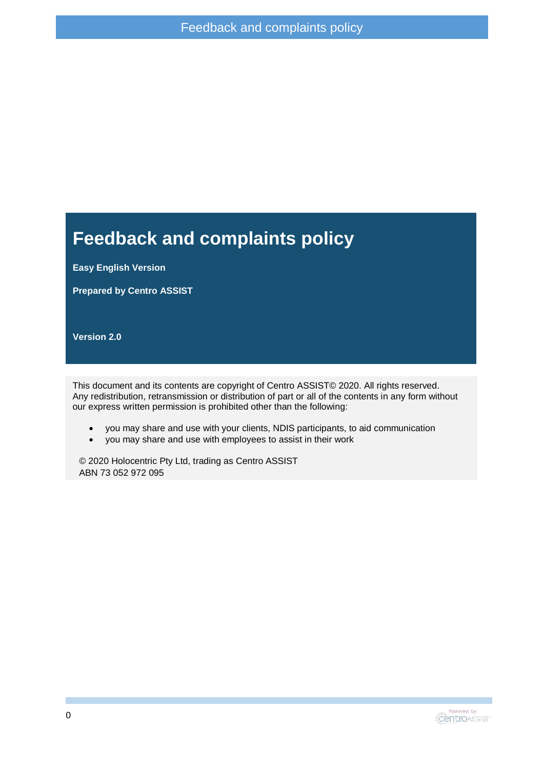# Feedback and complaints policy

**Easy English Version**

**Prepared by Centro ASSIST**

**Version 2.0**

This document and its contents are copyright of Centro ASSIST© 2020. All rights reserved. Any redistribution, retransmission or distribution of part or all of the contents in any form without our express written permission is prohibited other than the following:

- you may share and use with your clients, NDIS participants, to aid communication
- you may share and use with employees to assist in their work

© 2020 Holocentric Pty Ltd, trading as Centro ASSIST
ABN 73 052 972 095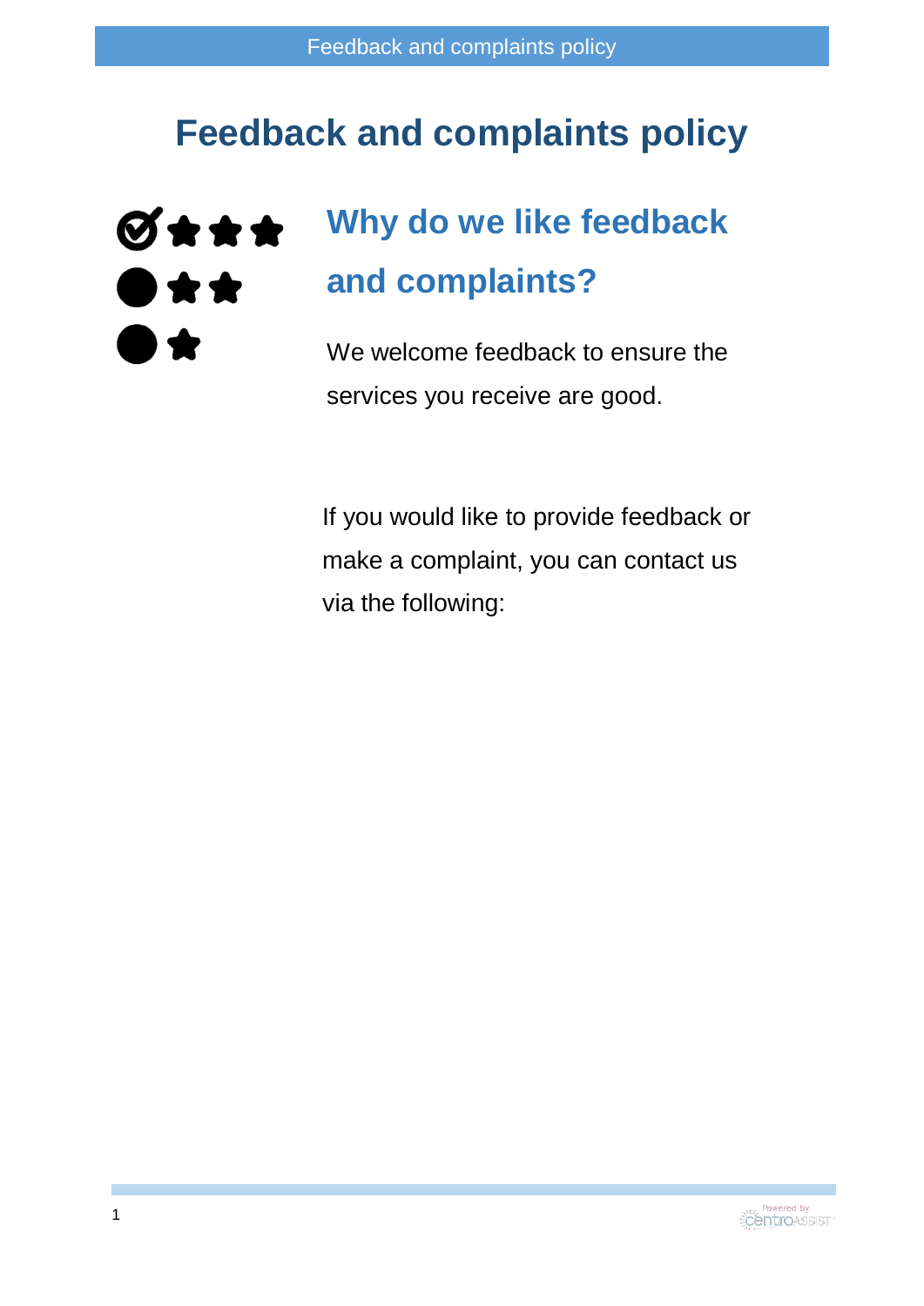# Feedback and complaints policy

## Why do we like feedback and complaints?

We welcome feedback to ensure the services you receive are good.

If you would like to provide feedback or make a complaint, you can contact us via the following: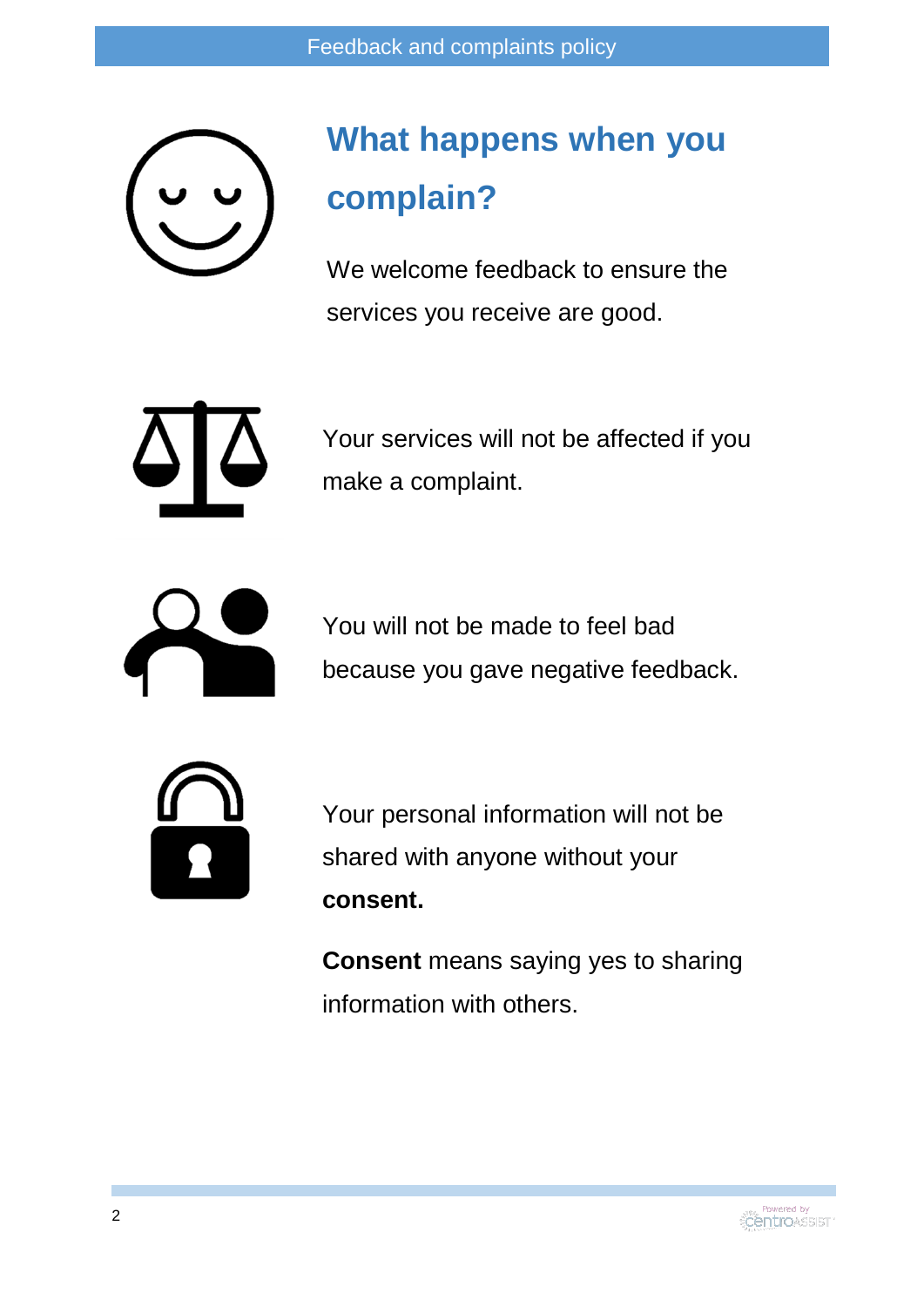## What happens when you complain?

We welcome feedback to ensure the services you receive are good.

Your services will not be affected if you make a complaint.

You will not be made to feel bad because you gave negative feedback.

Your personal information will not be shared with anyone without your **consent.**

**Consent** means saying yes to sharing information with others.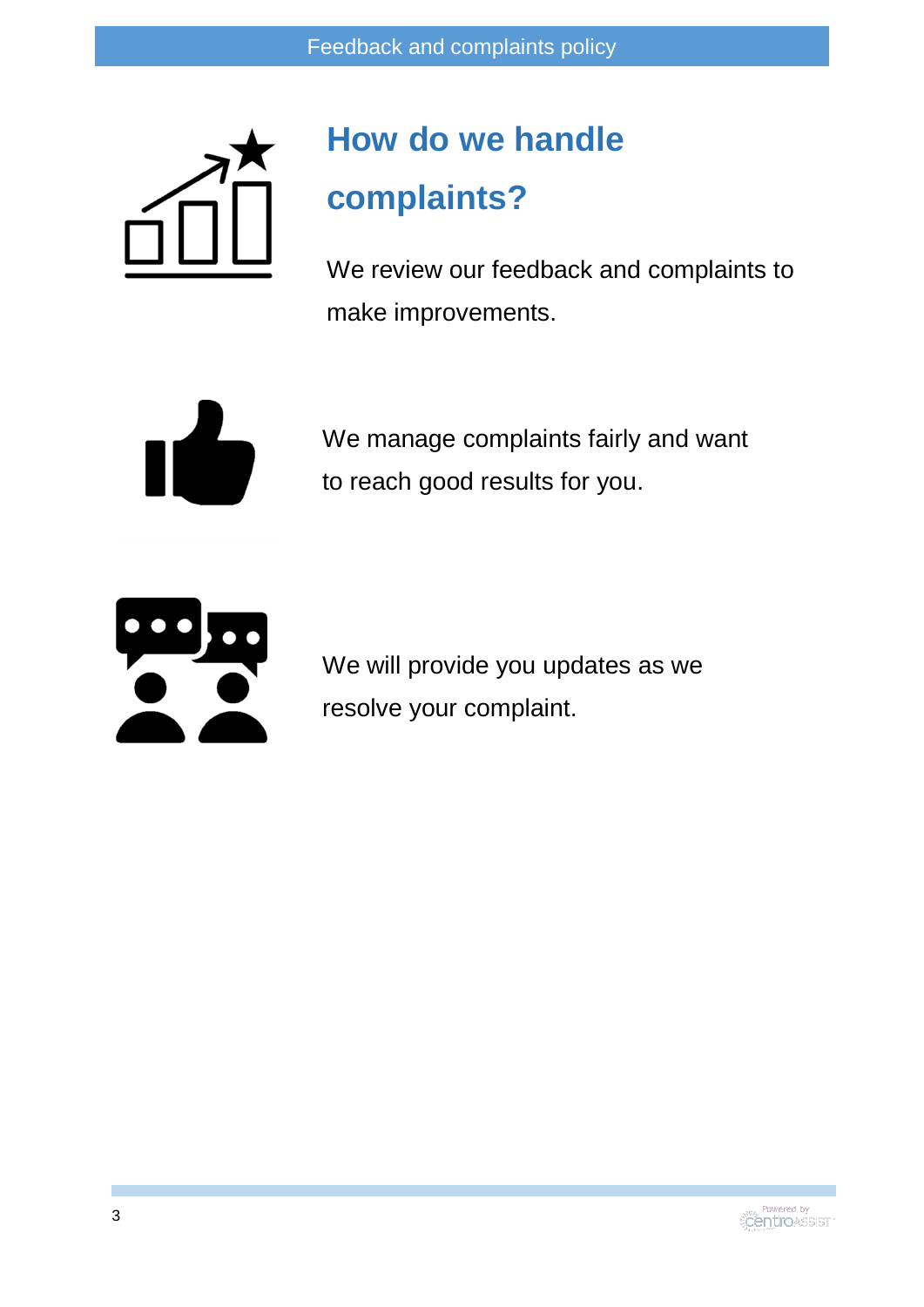# How do we handle complaints?

We review our feedback and complaints to make improvements.

We manage complaints fairly and want to reach good results for you.

We will provide you updates as we resolve your complaint.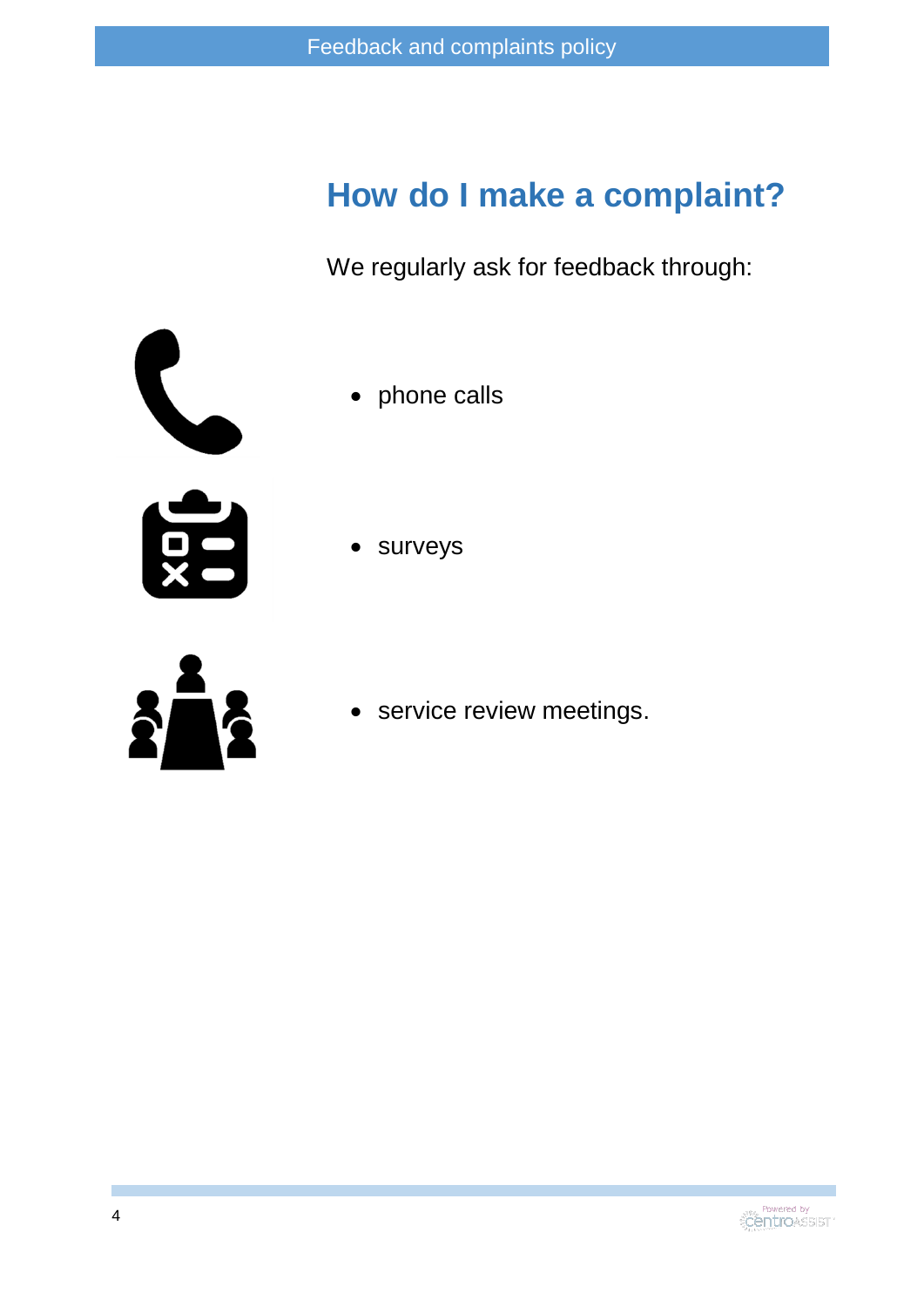## How do I make a complaint?

We regularly ask for feedback through:

- phone calls
- surveys
- service review meetings.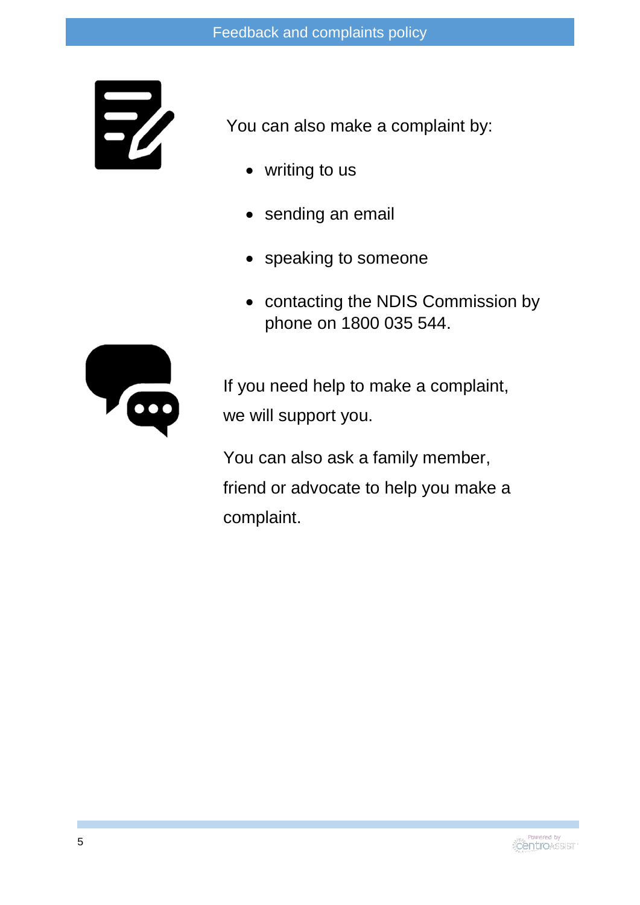You can also make a complaint by:

- writing to us
- sending an email
- speaking to someone
- contacting the NDIS Commission by phone on 1800 035 544.

If you need help to make a complaint, we will support you.

You can also ask a family member, friend or advocate to help you make a complaint.